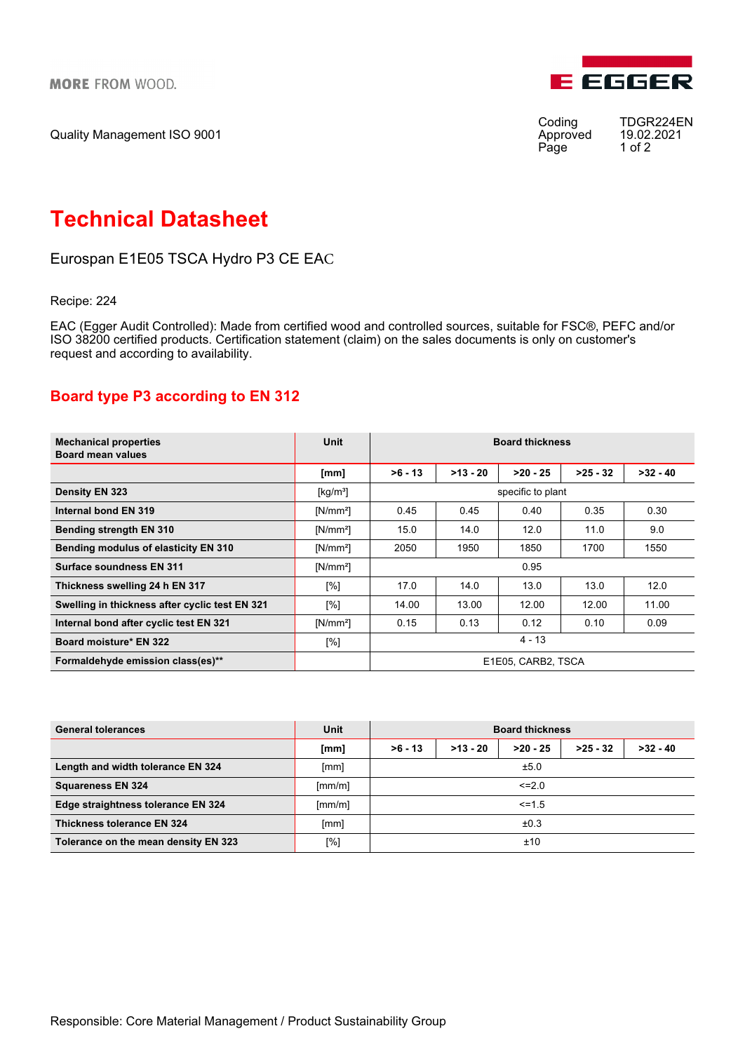MORE FROM WOOD.

EGGER

Quality Management ISO 9001

Coding TDGR224EN
Approved 19.02.2021

# Technical Datasheet

Eurospan E1E05 TSCA Hydro P3 CE EAC

Recipe: 224

EAC (Egger Audit Controlled): Made from certified wood and controlled sources, suitable for FSC®, PEFC and/or ISO 38200 certified products. Certification statement (claim) on the sales documents is only on customer's request and according to availability.

## Board type P3 according to EN 312

| Mechanical properties Board mean values | Unit | Board thickness | | | | |
|---|---|---|---|---|---|---|
| | [mm] | >6 - 13 | >13 - 20 | >20 - 25 | >25 - 32 | >32 - 40 |
| Density EN 323 | [kg/m³] | specific to plant | | | | |
| Internal bond EN 319 | [N/mm²] | 0.45 | 0.45 | 0.40 | 0.35 | 0.30 |
| Bending strength EN 310 | [N/mm²] | 15.0 | 14.0 | 12.0 | 11.0 | 9.0 |
| Bending modulus of elasticity EN 310 | [N/mm²] | 2050 | 1950 | 1850 | 1700 | 1550 |
| Surface soundness EN 311 | [N/mm²] | 0.95 | | | | |
| Thickness swelling 24 h EN 317 | [%] | 17.0 | 14.0 | 13.0 | 13.0 | 12.0 |
| Swelling in thickness after cyclic test EN 321 | [%] | 14.00 | 13.00 | 12.00 | 12.00 | 11.00 |
| Internal bond after cyclic test EN 321 | [N/mm²] | 0.15 | 0.13 | 0.12 | 0.10 | 0.09 |
| Board moisture* EN 322 | [%] | 4 - 13 | | | | |
| Formaldehyde emission class(es)** | | E1E05, CARB2, TSCA | | | | |

| General tolerances | Unit | Board thickness | | | | |
|---|---|---|---|---|---|---|
| | [mm] | >6 - 13 | >13 - 20 | >20 - 25 | >25 - 32 | >32 - 40 |
| Length and width tolerance EN 324 | [mm] | ±5.0 | | | | |
| Squareness EN 324 | [mm/m] | <=2.0 | | | | |
| Edge straightness tolerance EN 324 | [mm/m] | <=1.5 | | | | |
| Thickness tolerance EN 324 | [mm] | ±0.3 | | | | |
| Tolerance on the mean density EN 323 | [%] | ±10 | | | | |

Responsible: Core Material Management / Product Sustainability Group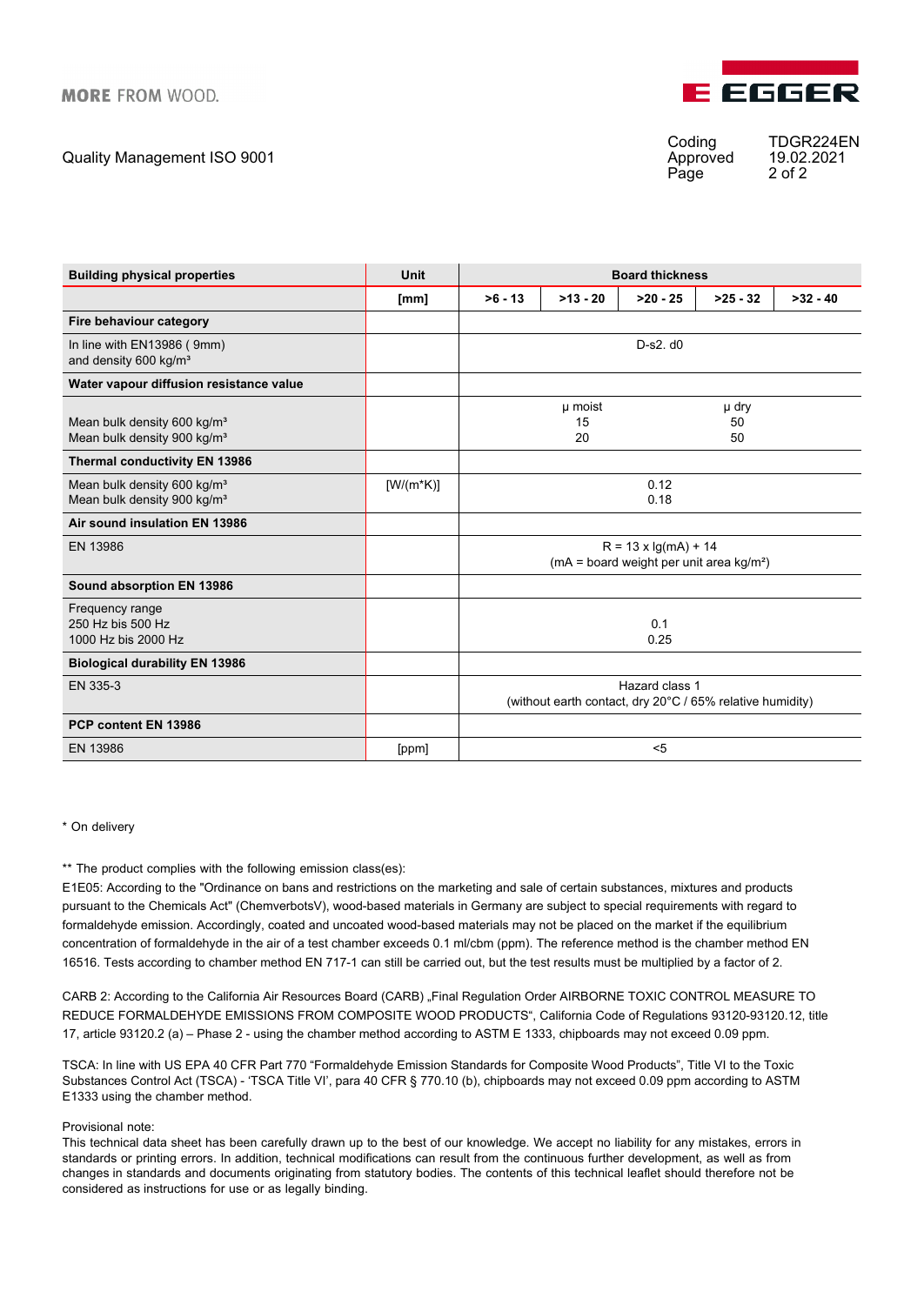Quality Management ISO 9001

| Coding | TDGR224EN |
| --- | --- |
| Approved | 19.02.2021 |

| Building physical properties | Unit | Board thickness | | | | |
| --- | --- | --- | --- | --- | --- | --- |
| | [mm] | >6 - 13 | >13 - 20 | >20 - 25 | >25 - 32 | >32 - 40 |
| **Fire behaviour category** | | | | | | |
| In line with EN13986 ( 9mm) and density 600 kg/m³ | | D-s2. d0 | | | | |
| **Water vapour diffusion resistance value** | | | | | | |
| Mean bulk density 600 kg/m³<br>Mean bulk density 900 kg/m³ | | μ moist<br>15<br>20 | | | μ dry<br>50<br>50 | |
| **Thermal conductivity EN 13986** | | | | | | |
| Mean bulk density 600 kg/m³<br>Mean bulk density 900 kg/m³ | [W/(m*K)] | 0.12<br>0.18 | | | | |
| **Air sound insulation EN 13986** | | | | | | |
| EN 13986 | | R = 13 x lg(mA) + 14<br>(mA = board weight per unit area kg/m²) | | | | |
| **Sound absorption EN 13986** | | | | | | |
| Frequency range<br>250 Hz bis 500 Hz<br>1000 Hz bis 2000 Hz | | 0.1<br>0.25 | | | | |
| **Biological durability EN 13986** | | | | | | |
| EN 335-3 | | Hazard class 1<br>(without earth contact, dry 20°C / 65% relative humidity) | | | | |
| **PCP content EN 13986** | | | | | | |
| EN 13986 | [ppm] | <5 | | | | |

\* On delivery

\** The product complies with the following emission class(es):

E1E05: According to the "Ordinance on bans and restrictions on the marketing and sale of certain substances, mixtures and products pursuant to the Chemicals Act" (ChemverbotsV), wood-based materials in Germany are subject to special requirements with regard to formaldehyde emission. Accordingly, coated and uncoated wood-based materials may not be placed on the market if the equilibrium concentration of formaldehyde in the air of a test chamber exceeds 0.1 ml/cbm (ppm). The reference method is the chamber method EN 16516. Tests according to chamber method EN 717-1 can still be carried out, but the test results must be multiplied by a factor of 2.

CARB 2: According to the California Air Resources Board (CARB) „Final Regulation Order AIRBORNE TOXIC CONTROL MEASURE TO REDUCE FORMALDEHYDE EMISSIONS FROM COMPOSITE WOOD PRODUCTS", California Code of Regulations 93120-93120.12, title 17, article 93120.2 (a) – Phase 2 - using the chamber method according to ASTM E 1333, chipboards may not exceed 0.09 ppm.

TSCA: In line with US EPA 40 CFR Part 770 "Formaldehyde Emission Standards for Composite Wood Products", Title VI to the Toxic Substances Control Act (TSCA) - 'TSCA Title VI', para 40 CFR § 770.10 (b), chipboards may not exceed 0.09 ppm according to ASTM E1333 using the chamber method.

Provisional note:
This technical data sheet has been carefully drawn up to the best of our knowledge. We accept no liability for any mistakes, errors in standards or printing errors. In addition, technical modifications can result from the continuous further development, as well as from changes in standards and documents originating from statutory bodies. The contents of this technical leaflet should therefore not be considered as instructions for use or as legally binding.